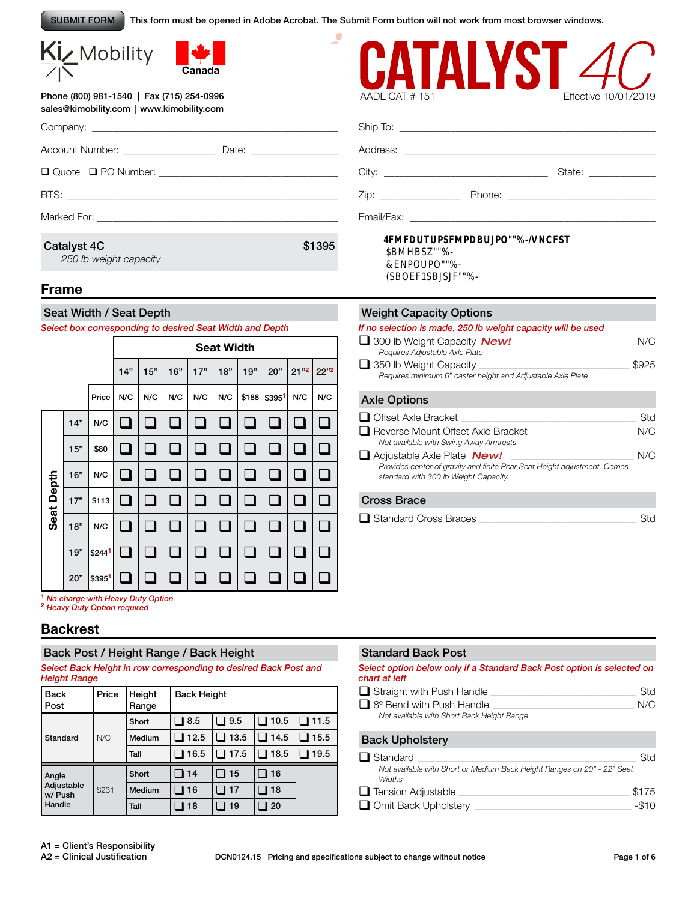SUBMIT FORM This form must be opened in Adobe Acrobat. The Submit Form button will not work from most browser windows.

Ki Mobility Canada

# CATALYST 4C

AADL CAT # 151 Effective 10/01/2019

Phone (800) 981-1540 | Fax (715) 254-0996
sales@kimobility.com | www.kimobility.com

Company: ____________________

Account Number: __________ Date: __________

❑ Quote ❑ PO Number: __________

RTS: ____________________

Marked For: ____________________

Ship To: ____________________

Address: ____________________

City: __________ State: __________

Zip: __________ Phone: __________

Email/Fax: ____________________

**Catalyst 4C** $1395
*250 lb weight capacity*

4FMFDUUPSFMPDBUJPO""%-/VNCFST
$BMHBSZ""%-
&ENPOUPO""%-
(SBOEF1SBJSJF""%-

## Frame

### Seat Width / Seat Depth

*Select box corresponding to desired Seat Width and Depth*

| Seat Depth | Price | 14" | 15" | 16" | 17" | 18" | 19" | 20" | 21"[2] | 22"[2] |
|---|---|---|---|---|---|---|---|---|---|---|
| Price | | N/C | N/C | N/C | N/C | N/C | $188 | $395[1] | N/C | N/C |
| 14" | N/C | ❑ | ❑ | ❑ | ❑ | ❑ | ❑ | ❑ | ❑ | ❑ |
| 15" | $80 | ❑ | ❑ | ❑ | ❑ | ❑ | ❑ | ❑ | ❑ | ❑ |
| 16" | N/C | ❑ | ❑ | ❑ | ❑ | ❑ | ❑ | ❑ | ❑ | ❑ |
| 17" | $113 | ❑ | ❑ | ❑ | ❑ | ❑ | ❑ | ❑ | ❑ | ❑ |
| 18" | N/C | ❑ | ❑ | ❑ | ❑ | ❑ | ❑ | ❑ | ❑ | ❑ |
| 19" | $244[1] | ❑ | ❑ | ❑ | ❑ | ❑ | ❑ | ❑ | ❑ | ❑ |
| 20" | $395[1] | ❑ | ❑ | ❑ | ❑ | ❑ | ❑ | ❑ | ❑ | ❑ |

[1] *No charge with Heavy Duty Option*
[2] *Heavy Duty Option required*

### Weight Capacity Options

*If no selection is made, 250 lb weight capacity will be used*

- ❑ 300 lb Weight Capacity ***New!*** — N/C
  *Requires Adjustable Axle Plate*
- ❑ 350 lb Weight Capacity — $925
  *Requires minimum 6" caster height and Adjustable Axle Plate*

### Axle Options

- ❑ Offset Axle Bracket — Std
- ❑ Reverse Mount Offset Axle Bracket — N/C
  *Not available with Swing Away Armrests*
- ❑ Adjustable Axle Plate ***New!*** — N/C
  *Provides center of gravity and finite Rear Seat Height adjustment. Comes standard with 300 lb Weight Capacity.*

### Cross Brace

- ❑ Standard Cross Braces — Std

## Backrest

### Back Post / Height Range / Back Height

*Select Back Height in row corresponding to desired Back Post and Height Range*

| Back Post | Price | Height Range | Back Height | | | |
|---|---|---|---|---|---|---|
| Standard | N/C | Short | ❑ 8.5 | ❑ 9.5 | ❑ 10.5 | ❑ 11.5 |
| | | Medium | ❑ 12.5 | ❑ 13.5 | ❑ 14.5 | ❑ 15.5 |
| | | Tall | ❑ 16.5 | ❑ 17.5 | ❑ 18.5 | ❑ 19.5 |
| Angle Adjustable w/ Push Handle | $231 | Short | ❑ 14 | ❑ 15 | ❑ 16 | |
| | | Medium | ❑ 16 | ❑ 17 | ❑ 18 | |
| | | Tall | ❑ 18 | ❑ 19 | ❑ 20 | |

### Standard Back Post

*Select option below only if a Standard Back Post option is selected on chart at left*

- ❑ Straight with Push Handle — Std
- ❑ 8° Bend with Push Handle — N/C
  *Not available with Short Back Height Range*

### Back Upholstery

- ❑ Standard — Std
  *Not available with Short or Medium Back Height Ranges on 20" - 22" Seat Widths*
- ❑ Tension Adjustable — $175
- ❑ Omit Back Upholstery — -$10

A1 = Client's Responsibility
A2 = Clinical Justification

DCN0124.15 Pricing and specifications subject to change without notice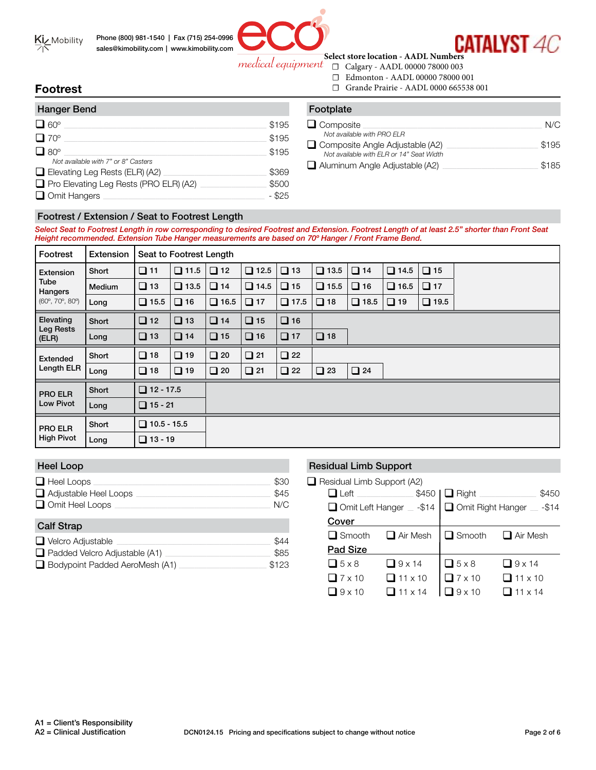Ki Mobility

Phone (800) 981-1540 | Fax (715) 254-0996
sales@kimobility.com | www.kimobility.com

eco medical equipment

CATALYST 4C

Select store location - AADL Numbers
- ☐ Calgary - AADL 00000 78000 003
- ☐ Edmonton - AADL 00000 78000 001
- ☐ Grande Prairie - AADL 0000 665538 001

# Footrest

## Hanger Bend

| Option | Price |
|---|---|
| ❑ 60º | $195 |
| ❑ 70º | $195 |
| ❑ 80º *Not available with 7" or 8" Casters* | $195 |
| ❑ Elevating Leg Rests (ELR) (A2) | $369 |
| ❑ Pro Elevating Leg Rests (PRO ELR) (A2) | $500 |
| ❑ Omit Hangers | - $25 |

## Footplate

| Option | Price |
|---|---|
| ❑ Composite *Not available with PRO ELR* | N/C |
| ❑ Composite Angle Adjustable (A2) *Not available with ELR or 14" Seat Width* | $195 |
| ❑ Aluminum Angle Adjustable (A2) | $185 |

## Footrest / Extension / Seat to Footrest Length

*Select Seat to Footrest Length in row corresponding to desired Footrest and Extension. Footrest Length of at least 2.5" shorter than Front Seat Height recommended. Extension Tube Hanger measurements are based on 70º Hanger / Front Frame Bend.*

| Footrest | Extension | Seat to Footrest Length | | | | | | | | |
|---|---|---|---|---|---|---|---|---|---|---|
| Extension Tube Hangers (60º, 70º, 80º) | Short | ❑ 11 | ❑ 11.5 | ❑ 12 | ❑ 12.5 | ❑ 13 | ❑ 13.5 | ❑ 14 | ❑ 14.5 | ❑ 15 |
| | Medium | ❑ 13 | ❑ 13.5 | ❑ 14 | ❑ 14.5 | ❑ 15 | ❑ 15.5 | ❑ 16 | ❑ 16.5 | ❑ 17 |
| | Long | ❑ 15.5 | ❑ 16 | ❑ 16.5 | ❑ 17 | ❑ 17.5 | ❑ 18 | ❑ 18.5 | ❑ 19 | ❑ 19.5 |
| Elevating Leg Rests (ELR) | Short | ❑ 12 | ❑ 13 | ❑ 14 | ❑ 15 | ❑ 16 | | | | |
| | Long | ❑ 13 | ❑ 14 | ❑ 15 | ❑ 16 | ❑ 17 | ❑ 18 | | | |
| Extended Length ELR | Short | ❑ 18 | ❑ 19 | ❑ 20 | ❑ 21 | ❑ 22 | | | | |
| | Long | ❑ 18 | ❑ 19 | ❑ 20 | ❑ 21 | ❑ 22 | ❑ 23 | ❑ 24 | | |
| PRO ELR Low Pivot | Short | ❑ 12 - 17.5 | | | | | | | | |
| | Long | ❑ 15 - 21 | | | | | | | | |
| PRO ELR High Pivot | Short | ❑ 10.5 - 15.5 | | | | | | | | |
| | Long | ❑ 13 - 19 | | | | | | | | |

## Heel Loop

| Option | Price |
|---|---|
| ❑ Heel Loops | $30 |
| ❑ Adjustable Heel Loops | $45 |
| ❑ Omit Heel Loops | N/C |

## Calf Strap

| Option | Price |
|---|---|
| ❑ Velcro Adjustable | $44 |
| ❑ Padded Velcro Adjustable (A1) | $85 |
| ❑ Bodypoint Padded AeroMesh (A1) | $123 |

## Residual Limb Support

❑ Residual Limb Support (A2)

| Left | | Right | |
|---|---|---|---|
| ❑ Left $450 | | ❑ Right $450 | |
| ❑ Omit Left Hanger -$14 | | ❑ Omit Right Hanger -$14 | |
| **Cover** | | | |
| ❑ Smooth | ❑ Air Mesh | ❑ Smooth | ❑ Air Mesh |
| **Pad Size** | | | |
| ❑ 5 x 8 | ❑ 9 x 14 | ❑ 5 x 8 | ❑ 9 x 14 |
| ❑ 7 x 10 | ❑ 11 x 10 | ❑ 7 x 10 | ❑ 11 x 10 |
| ❑ 9 x 10 | ❑ 11 x 14 | ❑ 9 x 10 | ❑ 11 x 14 |

A1 = Client's Responsibility
A2 = Clinical Justification

DCN0124.15 Pricing and specifications subject to change without notice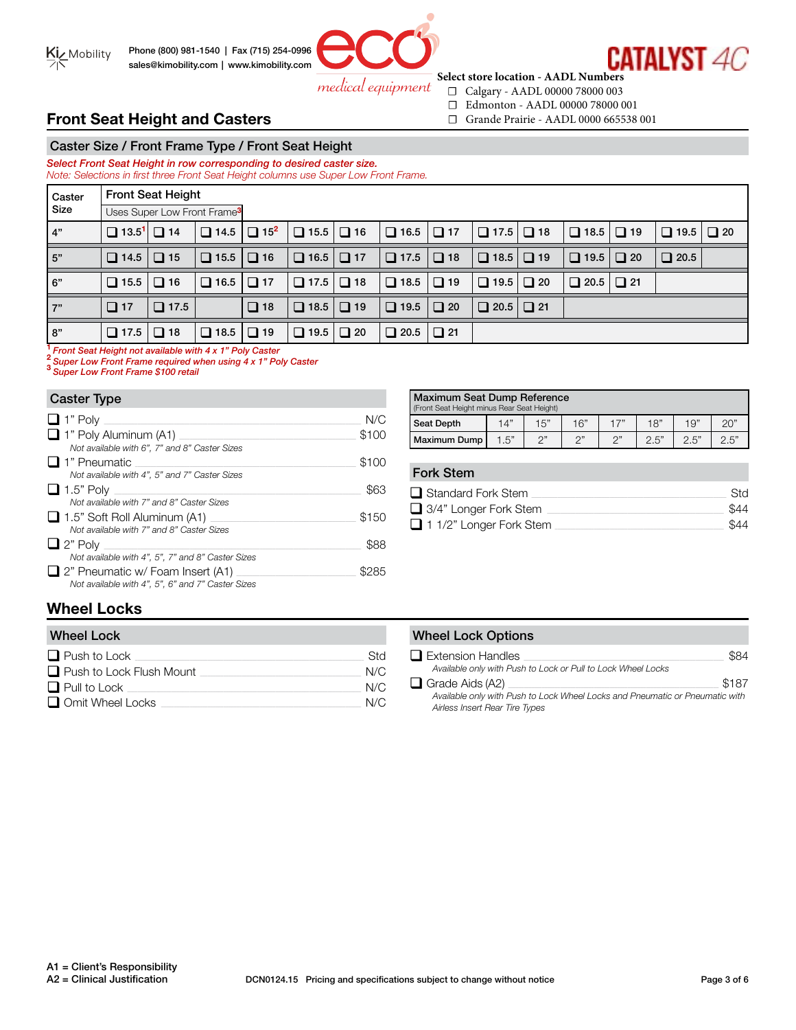Ki Mobility

Phone (800) 981-1540 | Fax (715) 254-0996
sales@kimobility.com | www.kimobility.com

eco medical equipment

CATALYST 4C

**Select store location - AADL Numbers**
- ☐ Calgary - AADL 00000 78000 003
- ☐ Edmonton - AADL 00000 78000 001
- ☐ Grande Prairie - AADL 0000 665538 001

# Front Seat Height and Casters

## Caster Size / Front Frame Type / Front Seat Height

*Select Front Seat Height in row corresponding to desired caster size.*
*Note: Selections in first three Front Seat Height columns use Super Low Front Frame.*

| Caster Size | Front Seat Height | | | | | | | | | | | | | |
|---|---|---|---|---|---|---|---|---|---|---|---|---|---|---|
| | Uses Super Low Front Frame[3] | | | | | | | | | | | | | |
| 4" | ❑ 13.5[1] | ❑ 14 | ❑ 14.5 | ❑ 15[2] | ❑ 15.5 | ❑ 16 | ❑ 16.5 | ❑ 17 | ❑ 17.5 | ❑ 18 | ❑ 18.5 | ❑ 19 | ❑ 19.5 | ❑ 20 |
| 5" | ❑ 14.5 | ❑ 15 | ❑ 15.5 | ❑ 16 | ❑ 16.5 | ❑ 17 | ❑ 17.5 | ❑ 18 | ❑ 18.5 | ❑ 19 | ❑ 19.5 | ❑ 20 | ❑ 20.5 | |
| 6" | ❑ 15.5 | ❑ 16 | ❑ 16.5 | ❑ 17 | ❑ 17.5 | ❑ 18 | ❑ 18.5 | ❑ 19 | ❑ 19.5 | ❑ 20 | ❑ 20.5 | ❑ 21 | | |
| 7" | ❑ 17 | ❑ 17.5 | | ❑ 18 | ❑ 18.5 | ❑ 19 | ❑ 19.5 | ❑ 20 | ❑ 20.5 | ❑ 21 | | | | |
| 8" | ❑ 17.5 | ❑ 18 | ❑ 18.5 | ❑ 19 | ❑ 19.5 | ❑ 20 | ❑ 20.5 | ❑ 21 | | | | | | |

*[1] Front Seat Height not available with 4 x 1" Poly Caster*
*[2] Super Low Front Frame required when using 4 x 1" Poly Caster*
*[3] Super Low Front Frame $100 retail*

## Caster Type

- ❑ 1" Poly — N/C
- ❑ 1" Poly Aluminum (A1) — $100
  *Not available with 6", 7" and 8" Caster Sizes*
- ❑ 1" Pneumatic — $100
  *Not available with 4", 5" and 7" Caster Sizes*
- ❑ 1.5" Poly — $63
  *Not available with 7" and 8" Caster Sizes*
- ❑ 1.5" Soft Roll Aluminum (A1) — $150
  *Not available with 7" and 8" Caster Sizes*
- ❑ 2" Poly — $88
  *Not available with 4", 5", 7" and 8" Caster Sizes*
- ❑ 2" Pneumatic w/ Foam Insert (A1) — $285
  *Not available with 4", 5", 6" and 7" Caster Sizes*

## Maximum Seat Dump Reference

(Front Seat Height minus Rear Seat Height)

| Seat Depth | 14" | 15" | 16" | 17" | 18" | 19" | 20" |
|---|---|---|---|---|---|---|---|
| Maximum Dump | 1.5" | 2" | 2" | 2" | 2.5" | 2.5" | 2.5" |

## Fork Stem

- ❑ Standard Fork Stem — Std
- ❑ 3/4" Longer Fork Stem — $44
- ❑ 1 1/2" Longer Fork Stem — $44

# Wheel Locks

## Wheel Lock

- ❑ Push to Lock — Std
- ❑ Push to Lock Flush Mount — N/C
- ❑ Pull to Lock — N/C
- ❑ Omit Wheel Locks — N/C

## Wheel Lock Options

- ❑ Extension Handles — $84
  *Available only with Push to Lock or Pull to Lock Wheel Locks*
- ❑ Grade Aids (A2) — $187
  *Available only with Push to Lock Wheel Locks and Pneumatic or Pneumatic with Airless Insert Rear Tire Types*

**A1 = Client's Responsibility**
**A2 = Clinical Justification**

DCN0124.15 Pricing and specifications subject to change without notice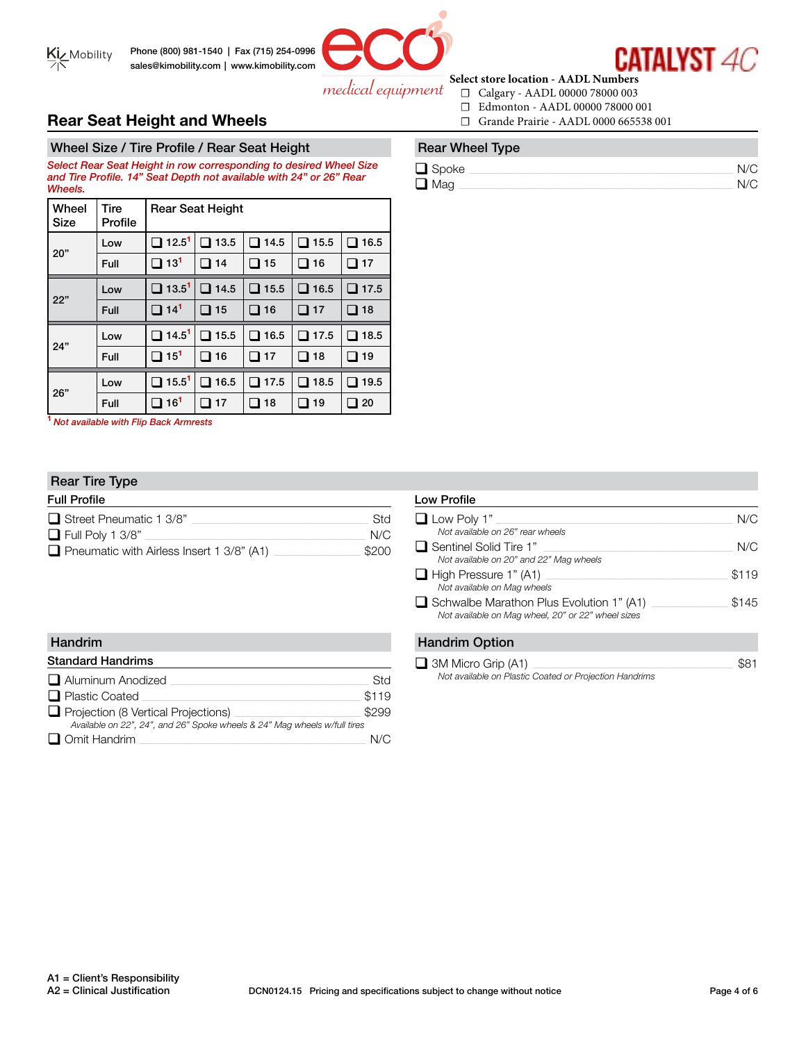Ki Mobility

Phone (800) 981-1540 | Fax (715) 254-0996
sales@kimobility.com | www.kimobility.com

eco medical equipment

CATALYST 4C

**Select store location - AADL Numbers**

- ☐ Calgary - AADL 00000 78000 003
- ☐ Edmonton - AADL 00000 78000 001
- ☐ Grande Prairie - AADL 0000 665538 001

# Rear Seat Height and Wheels

## Wheel Size / Tire Profile / Rear Seat Height

*Select Rear Seat Height in row corresponding to desired Wheel Size and Tire Profile. 14" Seat Depth not available with 24" or 26" Rear Wheels.*

| Wheel Size | Tire Profile | Rear Seat Height | | | | |
|---|---|---|---|---|---|---|
| 20" | Low | ❑ 12.5[1] | ❑ 13.5 | ❑ 14.5 | ❑ 15.5 | ❑ 16.5 |
| | Full | ❑ 13[1] | ❑ 14 | ❑ 15 | ❑ 16 | ❑ 17 |
| 22" | Low | ❑ 13.5[1] | ❑ 14.5 | ❑ 15.5 | ❑ 16.5 | ❑ 17.5 |
| | Full | ❑ 14[1] | ❑ 15 | ❑ 16 | ❑ 17 | ❑ 18 |
| 24" | Low | ❑ 14.5[1] | ❑ 15.5 | ❑ 16.5 | ❑ 17.5 | ❑ 18.5 |
| | Full | ❑ 15[1] | ❑ 16 | ❑ 17 | ❑ 18 | ❑ 19 |
| 26" | Low | ❑ 15.5[1] | ❑ 16.5 | ❑ 17.5 | ❑ 18.5 | ❑ 19.5 |
| | Full | ❑ 16[1] | ❑ 17 | ❑ 18 | ❑ 19 | ❑ 20 |

[1] *Not available with Flip Back Armrests*

## Rear Wheel Type

- ❑ Spoke — N/C
- ❑ Mag — N/C

## Rear Tire Type

### Full Profile

- ❑ Street Pneumatic 1 3/8" — Std
- ❑ Full Poly 1 3/8" — N/C
- ❑ Pneumatic with Airless Insert 1 3/8" (A1) — $200

### Low Profile

- ❑ Low Poly 1" — N/C
  *Not available on 26" rear wheels*
- ❑ Sentinel Solid Tire 1" — N/C
  *Not available on 20" and 22" Mag wheels*
- ❑ High Pressure 1" (A1) — $119
  *Not available on Mag wheels*
- ❑ Schwalbe Marathon Plus Evolution 1" (A1) — $145
  *Not available on Mag wheel, 20" or 22" wheel sizes*

## Handrim

### Standard Handrims

- ❑ Aluminum Anodized — Std
- ❑ Plastic Coated — $119
- ❑ Projection (8 Vertical Projections) — $299
  *Available on 22", 24", and 26" Spoke wheels & 24" Mag wheels w/full tires*
- ❑ Omit Handrim — N/C

## Handrim Option

- ❑ 3M Micro Grip (A1) — $81
  *Not available on Plastic Coated or Projection Handrims*

A1 = Client's Responsibility
A2 = Clinical Justification

DCN0124.15 Pricing and specifications subject to change without notice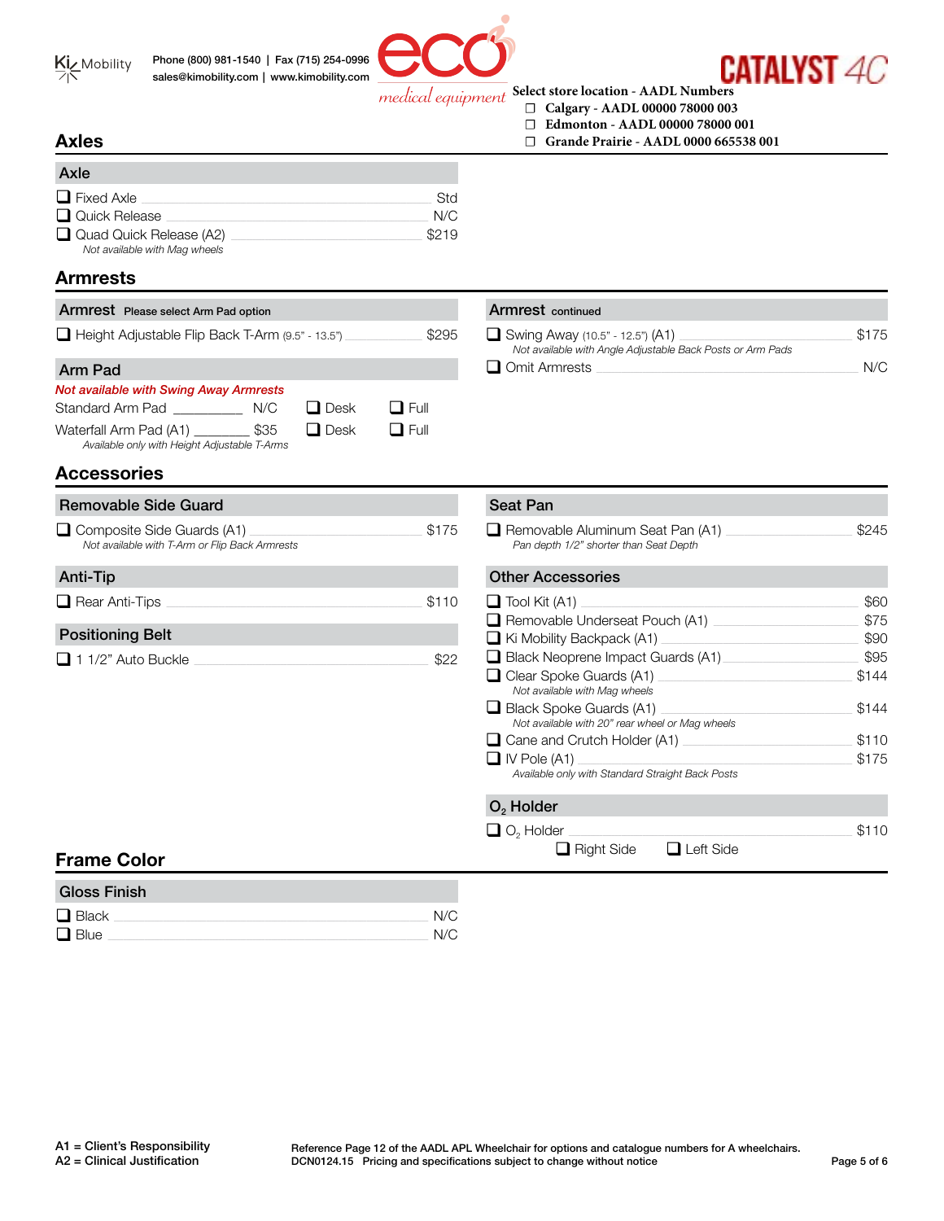Ki Mobility

Phone (800) 981-1540 | Fax (715) 254-0996
sales@kimobility.com | www.kimobility.com

eco medical equipment

CATALYST 4C

Select store location - AADL Numbers
- ☐ Calgary - AADL 00000 78000 003
- ☐ Edmonton - AADL 00000 78000 001
- ☐ Grande Prairie - AADL 0000 665538 001

## Axles

### Axle

- ☐ Fixed Axle — Std
- ☐ Quick Release — N/C
- ☐ Quad Quick Release (A2) — $219
  *Not available with Mag wheels*

## Armrests

### Armrest Please select Arm Pad option

- ☐ Height Adjustable Flip Back T-Arm (9.5" - 13.5") — $295

### Arm Pad

*Not available with Swing Away Armrests*

| | | | |
|---|---|---|---|
| Standard Arm Pad | N/C | ☐ Desk | ☐ Full |
| Waterfall Arm Pad (A1) | $35 | ☐ Desk | ☐ Full |

*Available only with Height Adjustable T-Arms*

### Armrest continued

- ☐ Swing Away (10.5" - 12.5") (A1) — $175
  *Not available with Angle Adjustable Back Posts or Arm Pads*
- ☐ Omit Armrests — N/C

## Accessories

### Removable Side Guard

- ☐ Composite Side Guards (A1) — $175
  *Not available with T-Arm or Flip Back Armrests*

### Anti-Tip

- ☐ Rear Anti-Tips — $110

### Positioning Belt

- ☐ 1 1/2" Auto Buckle — $22

### Seat Pan

- ☐ Removable Aluminum Seat Pan (A1) — $245
  *Pan depth 1/2" shorter than Seat Depth*

### Other Accessories

- ☐ Tool Kit (A1) — $60
- ☐ Removable Underseat Pouch (A1) — $75
- ☐ Ki Mobility Backpack (A1) — $90
- ☐ Black Neoprene Impact Guards (A1) — $95
- ☐ Clear Spoke Guards (A1) — $144
  *Not available with Mag wheels*
- ☐ Black Spoke Guards (A1) — $144
  *Not available with 20" rear wheel or Mag wheels*
- ☐ Cane and Crutch Holder (A1) — $110
- ☐ IV Pole (A1) — $175
  *Available only with Standard Straight Back Posts*

### $O_2$ Holder

- ☐ $O_2$ Holder — $110
  ☐ Right Side ☐ Left Side

## Frame Color

### Gloss Finish

- ☐ Black — N/C
- ☐ Blue — N/C

A1 = Client's Responsibility
A2 = Clinical Justification

Reference Page 12 of the AADL APL Wheelchair for options and catalogue numbers for A wheelchairs.
DCN0124.15 Pricing and specifications subject to change without notice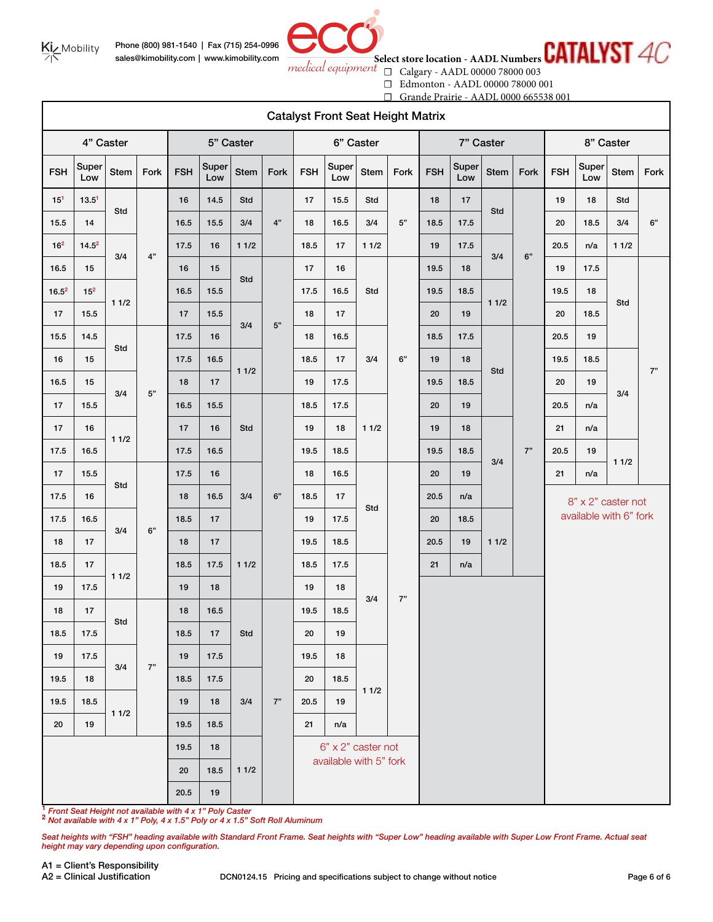Ki Mobility

Phone (800) 981-1540 | Fax (715) 254-0996
sales@kimobility.com | www.kimobility.com

eco medical equipment

**Select store location - AADL Numbers**

- ☐ Calgary - AADL 00000 78000 003
- ☐ Edmonton - AADL 00000 78000 001
- ☐ Grande Prairie - AADL 0000 665538 001

# CATALYST 4C

## Catalyst Front Seat Height Matrix

| 4" Caster | | | | 5" Caster | | | | 6" Caster | | | | 7" Caster | | | | 8" Caster | | | |
|---|---|---|---|---|---|---|---|---|---|---|---|---|---|---|---|---|---|---|---|
| FSH | Super Low | Stem | Fork | FSH | Super Low | Stem | Fork | FSH | Super Low | Stem | Fork | FSH | Super Low | Stem | Fork | FSH | Super Low | Stem | Fork |
| 15[1] | 13.5[1] | Std | 4" | 16 | 14.5 | Std | 4" | 17 | 15.5 | Std | 5" | 18 | 17 | Std | 6" | 19 | 18 | Std | 6" |
| 15.5 | 14 | | | 16.5 | 15.5 | 3/4 | | 18 | 16.5 | 3/4 | | 18.5 | 17.5 | | | 20 | 18.5 | 3/4 | |
| 16[2] | 14.5[2] | 3/4 | | 17.5 | 16 | 1 1/2 | | 18.5 | 17 | 1 1/2 | | 19 | 17.5 | 3/4 | | 20.5 | n/a | 1 1/2 | |
| 16.5 | 15 | | | 16 | 15 | Std | 5" | 17 | 16 | Std | 6" | 19.5 | 18 | | | 19 | 17.5 | Std | 7" |
| 16.5[2] | 15[2] | 1 1/2 | | 16.5 | 15.5 | | | 17.5 | 16.5 | | | 19.5 | 18.5 | 1 1/2 | | 19.5 | 18 | | |
| 17 | 15.5 | | | 17 | 15.5 | 3/4 | | 18 | 17 | | | 20 | 19 | | | 20 | 18.5 | | |
| 15.5 | 14.5 | Std | 5" | 17.5 | 16 | | | 18 | 16.5 | 3/4 | | 18.5 | 17.5 | Std | 7" | 20.5 | 19 | | |
| 16 | 15 | | | 17.5 | 16.5 | 1 1/2 | | 18.5 | 17 | | | 19 | 18 | | | 19.5 | 18.5 | 3/4 | |
| 16.5 | 15 | 3/4 | | 18 | 17 | | | 19 | 17.5 | | | 19.5 | 18.5 | | | 20 | 19 | | |
| 17 | 15.5 | | | 16.5 | 15.5 | Std | 6" | 18.5 | 17.5 | 1 1/2 | | 20 | 19 | | | 20.5 | n/a | | |
| 17 | 16 | 1 1/2 | | 17 | 16 | | | 19 | 18 | | | 19 | 18 | 3/4 | | 21 | n/a | | |
| 17.5 | 16.5 | | | 17.5 | 16.5 | | | 19.5 | 18.5 | | | 19.5 | 18.5 | | | 20.5 | 19 | 1 1/2 | |
| 17 | 15.5 | Std | 6" | 17.5 | 16 | 3/4 | | 18 | 16.5 | Std | 7" | 20 | 19 | | | 21 | n/a | | |
| 17.5 | 16 | | | 18 | 16.5 | | | 18.5 | 17 | | | 20.5 | n/a | | | 8" x 2" caster not available with 6" fork | | | |
| 17.5 | 16.5 | 3/4 | | 18.5 | 17 | | | 19 | 17.5 | | | 20 | 18.5 | 1 1/2 | | | | | |
| 18 | 17 | | | 18 | 17 | 1 1/2 | | 19.5 | 18.5 | | | 20.5 | 19 | | | | | | |
| 18.5 | 17 | 1 1/2 | | 18.5 | 17.5 | | | 18.5 | 17.5 | 3/4 | | 21 | n/a | | | | | | |
| 19 | 17.5 | | | 19 | 18 | | | 19 | 18 | | | | | | | | | | |
| 18 | 17 | Std | 7" | 18 | 16.5 | Std | 7" | 19.5 | 18.5 | | | | | | | | | | |
| 18.5 | 17.5 | | | 18.5 | 17 | | | 20 | 19 | | | | | | | | | | |
| 19 | 17.5 | 3/4 | | 19 | 17.5 | | | 19.5 | 18 | 1 1/2 | | | | | | | | | |
| 19.5 | 18 | | | 18.5 | 17.5 | 3/4 | | 20 | 18.5 | | | | | | | | | | |
| 19.5 | 18.5 | 1 1/2 | | 19 | 18 | | | 20.5 | 19 | | | | | | | | | | |
| 20 | 19 | | | 19.5 | 18.5 | | | 21 | n/a | | | | | | | | | | |
| | | | | 19.5 | 18 | 1 1/2 | | 6" x 2" caster not available with 5" fork | | | | | | | | | | | |
| | | | | 20 | 18.5 | | | | | | | | | | | | | | |
| | | | | 20.5 | 19 | | | | | | | | | | | | | | |

[1] *Front Seat Height not available with 4 x 1" Poly Caster*
[2] *Not available with 4 x 1" Poly, 4 x 1.5" Poly or 4 x 1.5" Soft Roll Aluminum*

*Seat heights with "FSH" heading available with Standard Front Frame. Seat heights with "Super Low" heading available with Super Low Front Frame. Actual seat height may vary depending upon configuration.*

A1 = Client's Responsibility
A2 = Clinical Justification

DCN0124.15 Pricing and specifications subject to change without notice